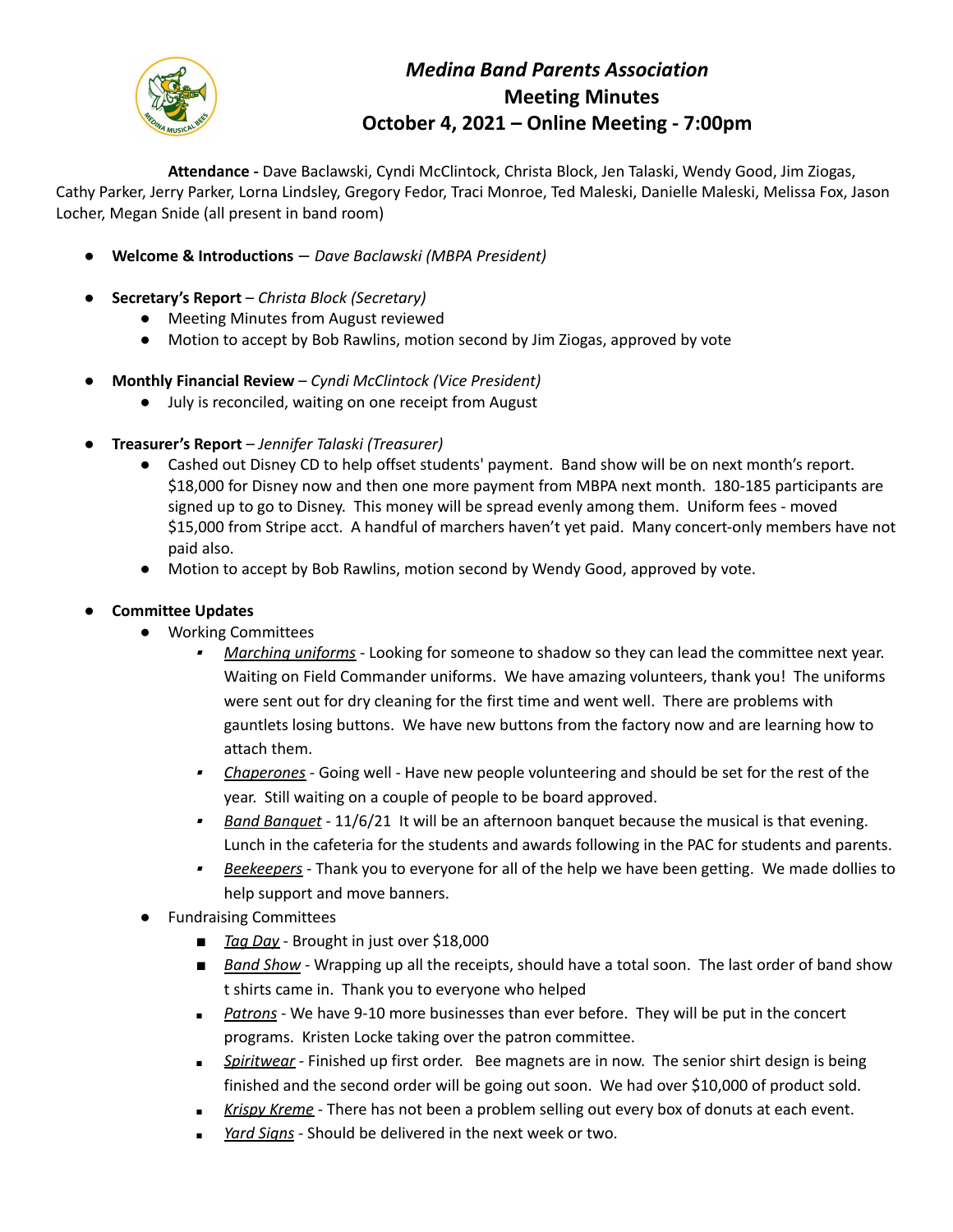# *Medina Band Parents Association*
## Meeting Minutes
## October 4, 2021 – Online Meeting - 7:00pm

**Attendance -** Dave Baclawski, Cyndi McClintock, Christa Block, Jen Talaski, Wendy Good, Jim Ziogas, Cathy Parker, Jerry Parker, Lorna Lindsley, Gregory Fedor, Traci Monroe, Ted Maleski, Danielle Maleski, Melissa Fox, Jason Locher, Megan Snide (all present in band room)

- **Welcome & Introductions** – *Dave Baclawski (MBPA President)*
- **Secretary's Report** – *Christa Block (Secretary)*
  - Meeting Minutes from August reviewed
  - Motion to accept by Bob Rawlins, motion second by Jim Ziogas, approved by vote
- **Monthly Financial Review** – *Cyndi McClintock (Vice President)*
  - July is reconciled, waiting on one receipt from August
- **Treasurer's Report** – *Jennifer Talaski (Treasurer)*
  - Cashed out Disney CD to help offset students' payment. Band show will be on next month's report. $18,000 for Disney now and then one more payment from MBPA next month. 180-185 participants are signed up to go to Disney. This money will be spread evenly among them. Uniform fees - moved $15,000 from Stripe acct. A handful of marchers haven't yet paid. Many concert-only members have not paid also.
  - Motion to accept by Bob Rawlins, motion second by Wendy Good, approved by vote.
- **Committee Updates**
  - Working Committees
    - *Marching uniforms* - Looking for someone to shadow so they can lead the committee next year. Waiting on Field Commander uniforms. We have amazing volunteers, thank you! The uniforms were sent out for dry cleaning for the first time and went well. There are problems with gauntlets losing buttons. We have new buttons from the factory now and are learning how to attach them.
    - *Chaperones* - Going well - Have new people volunteering and should be set for the rest of the year. Still waiting on a couple of people to be board approved.
    - *Band Banquet* - 11/6/21 It will be an afternoon banquet because the musical is that evening. Lunch in the cafeteria for the students and awards following in the PAC for students and parents.
    - *Beekeepers* - Thank you to everyone for all of the help we have been getting. We made dollies to help support and move banners.
  - Fundraising Committees
    - *Tag Day* - Brought in just over $18,000
    - *Band Show* - Wrapping up all the receipts, should have a total soon. The last order of band show t shirts came in. Thank you to everyone who helped
    - *Patrons* - We have 9-10 more businesses than ever before. They will be put in the concert programs. Kristen Locke taking over the patron committee.
    - *Spiritwear* - Finished up first order. Bee magnets are in now. The senior shirt design is being finished and the second order will be going out soon. We had over $10,000 of product sold.
    - *Krispy Kreme* - There has not been a problem selling out every box of donuts at each event.
    - *Yard Signs* - Should be delivered in the next week or two.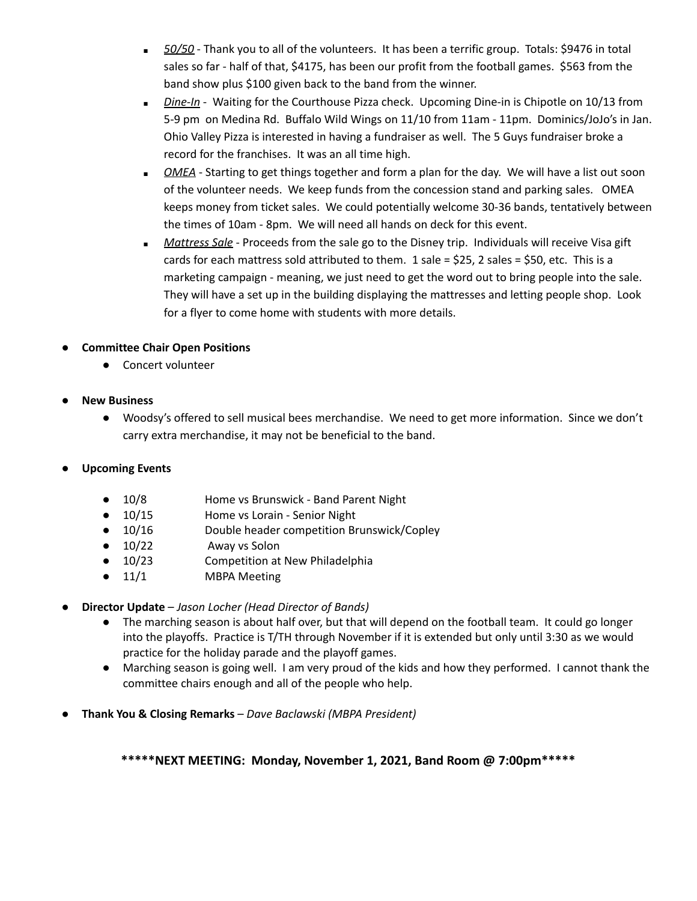- *50/50* - Thank you to all of the volunteers. It has been a terrific group. Totals: $9476 in total sales so far - half of that, $4175, has been our profit from the football games. $563 from the band show plus $100 given back to the band from the winner.
   - *Dine-In* - Waiting for the Courthouse Pizza check. Upcoming Dine-in is Chipotle on 10/13 from 5-9 pm on Medina Rd. Buffalo Wild Wings on 11/10 from 11am - 11pm. Dominics/JoJo's in Jan. Ohio Valley Pizza is interested in having a fundraiser as well. The 5 Guys fundraiser broke a record for the franchises. It was an all time high.
   - *OMEA* - Starting to get things together and form a plan for the day. We will have a list out soon of the volunteer needs. We keep funds from the concession stand and parking sales. OMEA keeps money from ticket sales. We could potentially welcome 30-36 bands, tentatively between the times of 10am - 8pm. We will need all hands on deck for this event.
   - *Mattress Sale* - Proceeds from the sale go to the Disney trip. Individuals will receive Visa gift cards for each mattress sold attributed to them. 1 sale = $25, 2 sales = $50, etc. This is a marketing campaign - meaning, we just need to get the word out to bring people into the sale. They will have a set up in the building displaying the mattresses and letting people shop. Look for a flyer to come home with students with more details.

- **Committee Chair Open Positions**
  - Concert volunteer

- **New Business**
  - Woodsy's offered to sell musical bees merchandise. We need to get more information. Since we don't carry extra merchandise, it may not be beneficial to the band.

- **Upcoming Events**
  - 10/8 Home vs Brunswick - Band Parent Night
  - 10/15 Home vs Lorain - Senior Night
  - 10/16 Double header competition Brunswick/Copley
  - 10/22 Away vs Solon
  - 10/23 Competition at New Philadelphia
  - 11/1 MBPA Meeting

- **Director Update** – *Jason Locher (Head Director of Bands)*
  - The marching season is about half over, but that will depend on the football team. It could go longer into the playoffs. Practice is T/TH through November if it is extended but only until 3:30 as we would practice for the holiday parade and the playoff games.
  - Marching season is going well. I am very proud of the kids and how they performed. I cannot thank the committee chairs enough and all of the people who help.

- **Thank You & Closing Remarks** – *Dave Baclawski (MBPA President)*

**\*\*\*\*\*NEXT MEETING: Monday, November 1, 2021, Band Room @ 7:00pm\*\*\*\*\***